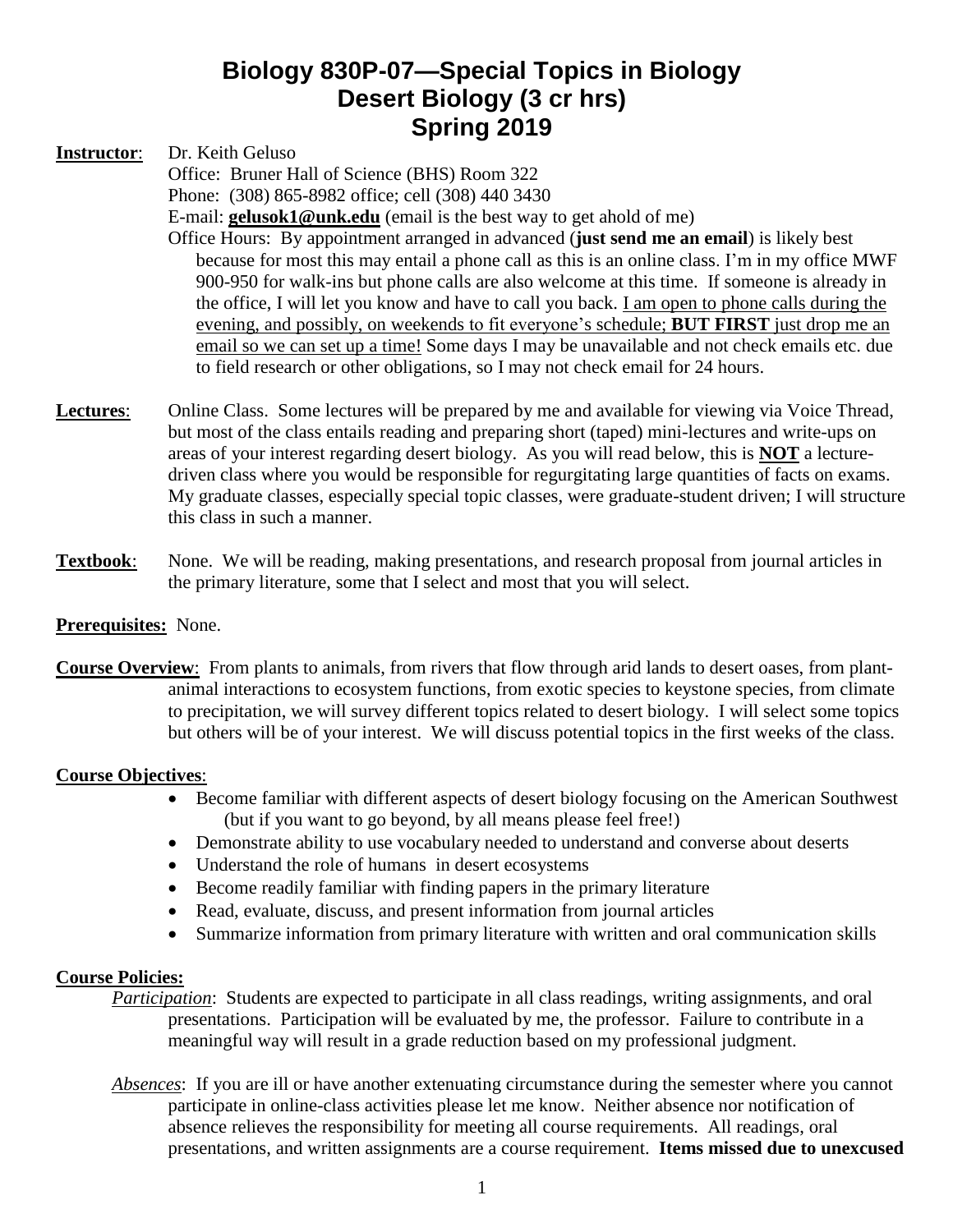# Biology 830P-07—Special Topics in Biology
# Desert Biology (3 cr hrs)
# Spring 2019

**Instructor**: Dr. Keith Geluso
Office: Bruner Hall of Science (BHS) Room 322
Phone: (308) 865-8982 office; cell (308) 440 3430
E-mail: **gelusok1@unk.edu** (email is the best way to get ahold of me)
Office Hours: By appointment arranged in advanced (**just send me an email**) is likely best because for most this may entail a phone call as this is an online class. I'm in my office MWF 900-950 for walk-ins but phone calls are also welcome at this time. If someone is already in the office, I will let you know and have to call you back. I am open to phone calls during the evening, and possibly, on weekends to fit everyone's schedule; **BUT FIRST** just drop me an email so we can set up a time! Some days I may be unavailable and not check emails etc. due to field research or other obligations, so I may not check email for 24 hours.

**Lectures**: Online Class. Some lectures will be prepared by me and available for viewing via Voice Thread, but most of the class entails reading and preparing short (taped) mini-lectures and write-ups on areas of your interest regarding desert biology. As you will read below, this is **NOT** a lecture-driven class where you would be responsible for regurgitating large quantities of facts on exams. My graduate classes, especially special topic classes, were graduate-student driven; I will structure this class in such a manner.

**Textbook**: None. We will be reading, making presentations, and research proposal from journal articles in the primary literature, some that I select and most that you will select.

**Prerequisites:** None.

**Course Overview**: From plants to animals, from rivers that flow through arid lands to desert oases, from plant-animal interactions to ecosystem functions, from exotic species to keystone species, from climate to precipitation, we will survey different topics related to desert biology. I will select some topics but others will be of your interest. We will discuss potential topics in the first weeks of the class.

**Course Objectives**:

- Become familiar with different aspects of desert biology focusing on the American Southwest (but if you want to go beyond, by all means please feel free!)
- Demonstrate ability to use vocabulary needed to understand and converse about deserts
- Understand the role of humans in desert ecosystems
- Become readily familiar with finding papers in the primary literature
- Read, evaluate, discuss, and present information from journal articles
- Summarize information from primary literature with written and oral communication skills

**Course Policies:**

*Participation*: Students are expected to participate in all class readings, writing assignments, and oral presentations. Participation will be evaluated by me, the professor. Failure to contribute in a meaningful way will result in a grade reduction based on my professional judgment.

*Absences*: If you are ill or have another extenuating circumstance during the semester where you cannot participate in online-class activities please let me know. Neither absence nor notification of absence relieves the responsibility for meeting all course requirements. All readings, oral presentations, and written assignments are a course requirement. **Items missed due to unexcused**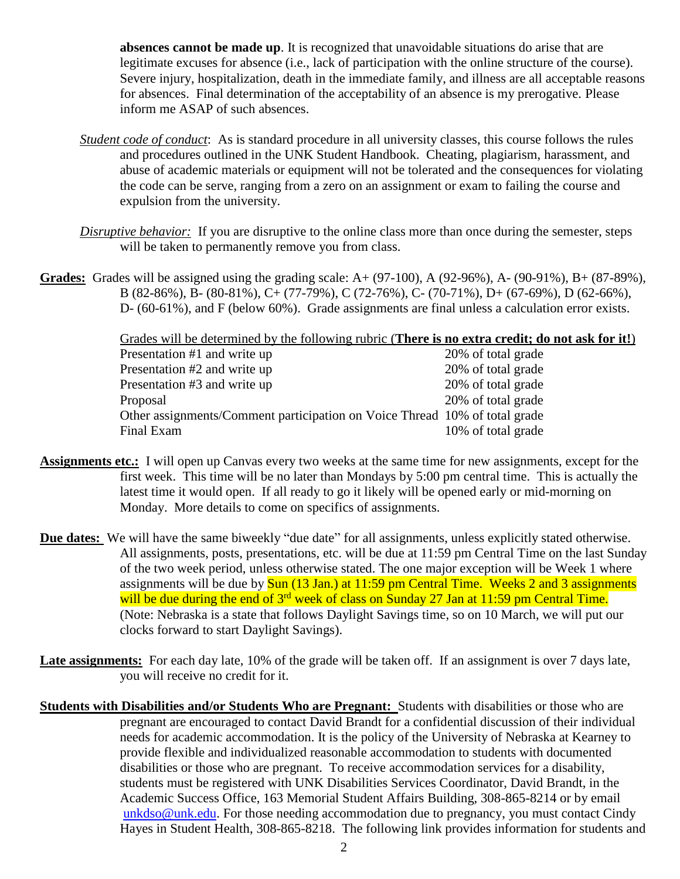**absences cannot be made up**. It is recognized that unavoidable situations do arise that are legitimate excuses for absence (i.e., lack of participation with the online structure of the course). Severe injury, hospitalization, death in the immediate family, and illness are all acceptable reasons for absences. Final determination of the acceptability of an absence is my prerogative. Please inform me ASAP of such absences.

*Student code of conduct*: As is standard procedure in all university classes, this course follows the rules and procedures outlined in the UNK Student Handbook. Cheating, plagiarism, harassment, and abuse of academic materials or equipment will not be tolerated and the consequences for violating the code can be serve, ranging from a zero on an assignment or exam to failing the course and expulsion from the university.

*Disruptive behavior:* If you are disruptive to the online class more than once during the semester, steps will be taken to permanently remove you from class.

**Grades:** Grades will be assigned using the grading scale: A+ (97-100), A (92-96%), A- (90-91%), B+ (87-89%), B (82-86%), B- (80-81%), C+ (77-79%), C (72-76%), C- (70-71%), D+ (67-69%), D (62-66%), D- (60-61%), and F (below 60%). Grade assignments are final unless a calculation error exists.

Grades will be determined by the following rubric (**There is no extra credit; do not ask for it!**)

| | |
|---|---|
| Presentation #1 and write up | 20% of total grade |
| Presentation #2 and write up | 20% of total grade |
| Presentation #3 and write up | 20% of total grade |
| Proposal | 20% of total grade |
| Other assignments/Comment participation on Voice Thread | 10% of total grade |
| Final Exam | 10% of total grade |

**Assignments etc.:** I will open up Canvas every two weeks at the same time for new assignments, except for the first week. This time will be no later than Mondays by 5:00 pm central time. This is actually the latest time it would open. If all ready to go it likely will be opened early or mid-morning on Monday. More details to come on specifics of assignments.

**Due dates:** We will have the same biweekly "due date" for all assignments, unless explicitly stated otherwise. All assignments, posts, presentations, etc. will be due at 11:59 pm Central Time on the last Sunday of the two week period, unless otherwise stated. The one major exception will be Week 1 where assignments will be due by Sun (13 Jan.) at 11:59 pm Central Time. Weeks 2 and 3 assignments will be due during the end of 3rd week of class on Sunday 27 Jan at 11:59 pm Central Time. (Note: Nebraska is a state that follows Daylight Savings time, so on 10 March, we will put our clocks forward to start Daylight Savings).

**Late assignments:** For each day late, 10% of the grade will be taken off. If an assignment is over 7 days late, you will receive no credit for it.

**Students with Disabilities and/or Students Who are Pregnant:** Students with disabilities or those who are pregnant are encouraged to contact David Brandt for a confidential discussion of their individual needs for academic accommodation. It is the policy of the University of Nebraska at Kearney to provide flexible and individualized reasonable accommodation to students with documented disabilities or those who are pregnant. To receive accommodation services for a disability, students must be registered with UNK Disabilities Services Coordinator, David Brandt, in the Academic Success Office, 163 Memorial Student Affairs Building, 308-865-8214 or by email unkdso@unk.edu. For those needing accommodation due to pregnancy, you must contact Cindy Hayes in Student Health, 308-865-8218. The following link provides information for students and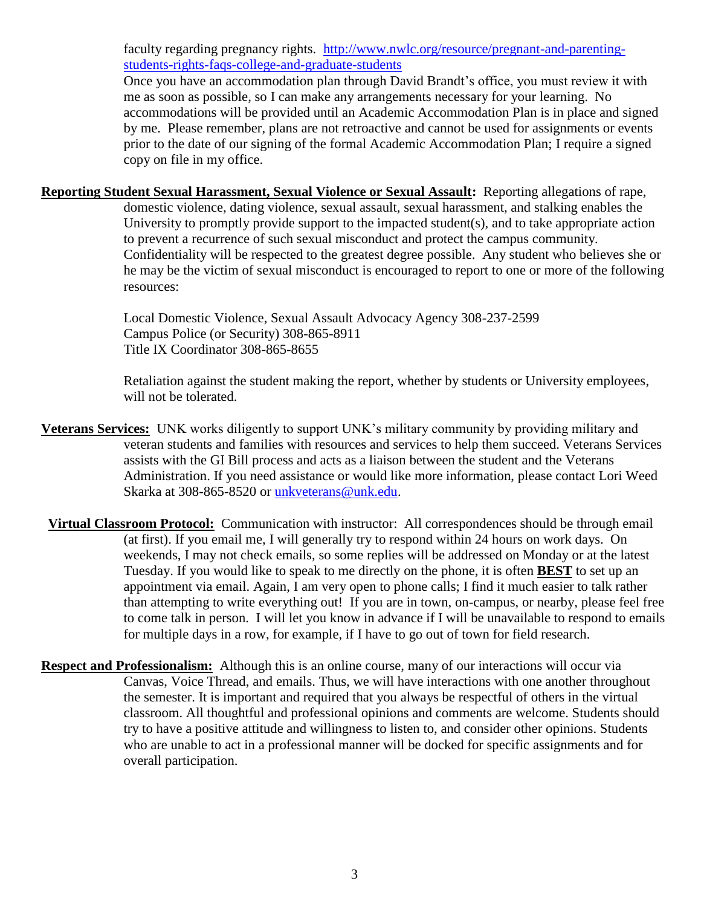faculty regarding pregnancy rights. http://www.nwlc.org/resource/pregnant-and-parenting-students-rights-faqs-college-and-graduate-students

Once you have an accommodation plan through David Brandt's office, you must review it with me as soon as possible, so I can make any arrangements necessary for your learning. No accommodations will be provided until an Academic Accommodation Plan is in place and signed by me. Please remember, plans are not retroactive and cannot be used for assignments or events prior to the date of our signing of the formal Academic Accommodation Plan; I require a signed copy on file in my office.

**Reporting Student Sexual Harassment, Sexual Violence or Sexual Assault:** Reporting allegations of rape, domestic violence, dating violence, sexual assault, sexual harassment, and stalking enables the University to promptly provide support to the impacted student(s), and to take appropriate action to prevent a recurrence of such sexual misconduct and protect the campus community. Confidentiality will be respected to the greatest degree possible. Any student who believes she or he may be the victim of sexual misconduct is encouraged to report to one or more of the following resources:

Local Domestic Violence, Sexual Assault Advocacy Agency 308-237-2599
Campus Police (or Security) 308-865-8911
Title IX Coordinator 308-865-8655

Retaliation against the student making the report, whether by students or University employees, will not be tolerated.

**Veterans Services:** UNK works diligently to support UNK's military community by providing military and veteran students and families with resources and services to help them succeed. Veterans Services assists with the GI Bill process and acts as a liaison between the student and the Veterans Administration. If you need assistance or would like more information, please contact Lori Weed Skarka at 308-865-8520 or unkveterans@unk.edu.

**Virtual Classroom Protocol:** Communication with instructor: All correspondences should be through email (at first). If you email me, I will generally try to respond within 24 hours on work days. On weekends, I may not check emails, so some replies will be addressed on Monday or at the latest Tuesday. If you would like to speak to me directly on the phone, it is often **BEST** to set up an appointment via email. Again, I am very open to phone calls; I find it much easier to talk rather than attempting to write everything out! If you are in town, on-campus, or nearby, please feel free to come talk in person. I will let you know in advance if I will be unavailable to respond to emails for multiple days in a row, for example, if I have to go out of town for field research.

**Respect and Professionalism:** Although this is an online course, many of our interactions will occur via Canvas, Voice Thread, and emails. Thus, we will have interactions with one another throughout the semester. It is important and required that you always be respectful of others in the virtual classroom. All thoughtful and professional opinions and comments are welcome. Students should try to have a positive attitude and willingness to listen to, and consider other opinions. Students who are unable to act in a professional manner will be docked for specific assignments and for overall participation.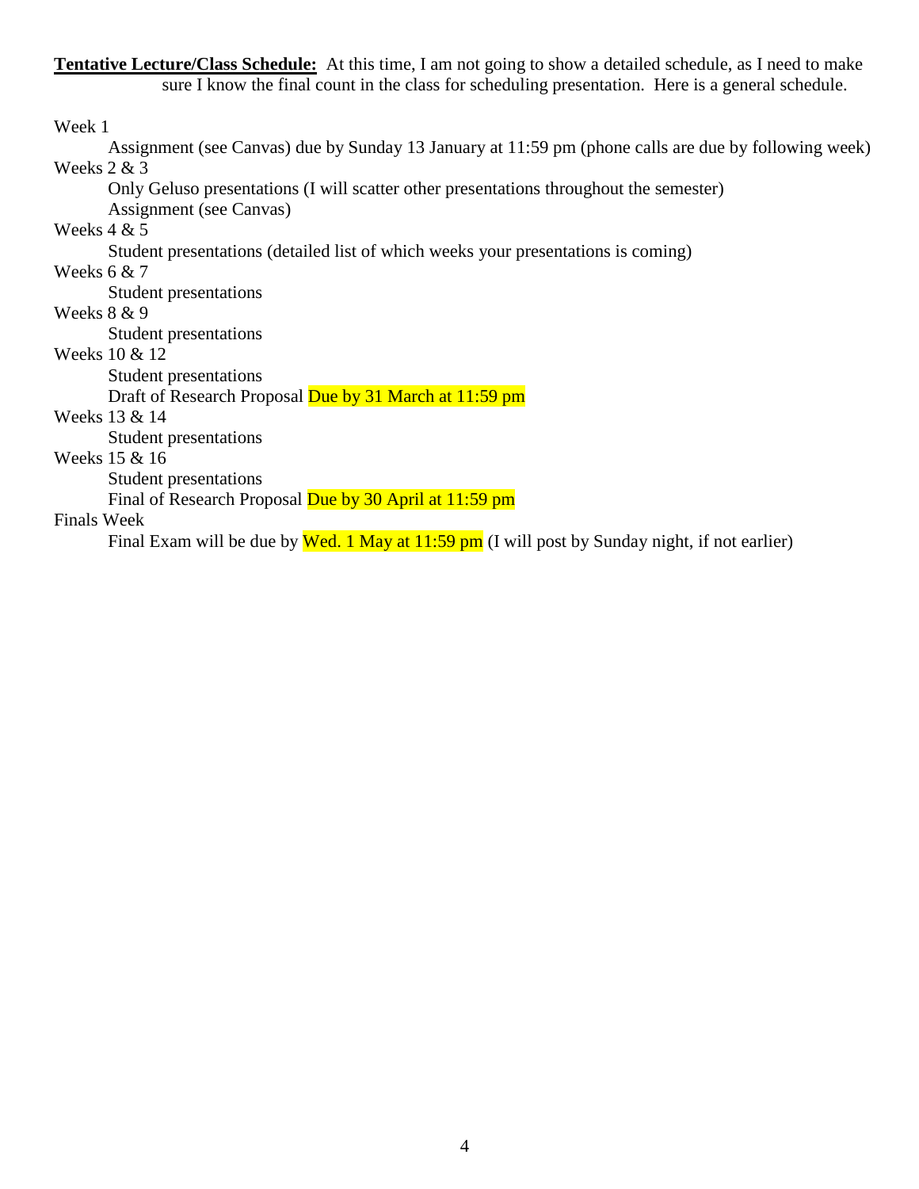**Tentative Lecture/Class Schedule:** At this time, I am not going to show a detailed schedule, as I need to make sure I know the final count in the class for scheduling presentation. Here is a general schedule.

Week 1
- Assignment (see Canvas) due by Sunday 13 January at 11:59 pm (phone calls are due by following week)

Weeks 2 & 3
- Only Geluso presentations (I will scatter other presentations throughout the semester)
- Assignment (see Canvas)

Weeks 4 & 5
- Student presentations (detailed list of which weeks your presentations is coming)

Weeks 6 & 7
- Student presentations

Weeks 8 & 9
- Student presentations

Weeks 10 & 12
- Student presentations
- Draft of Research Proposal Due by 31 March at 11:59 pm

Weeks 13 & 14
- Student presentations

Weeks 15 & 16
- Student presentations
- Final of Research Proposal Due by 30 April at 11:59 pm

Finals Week
- Final Exam will be due by Wed. 1 May at 11:59 pm (I will post by Sunday night, if not earlier)